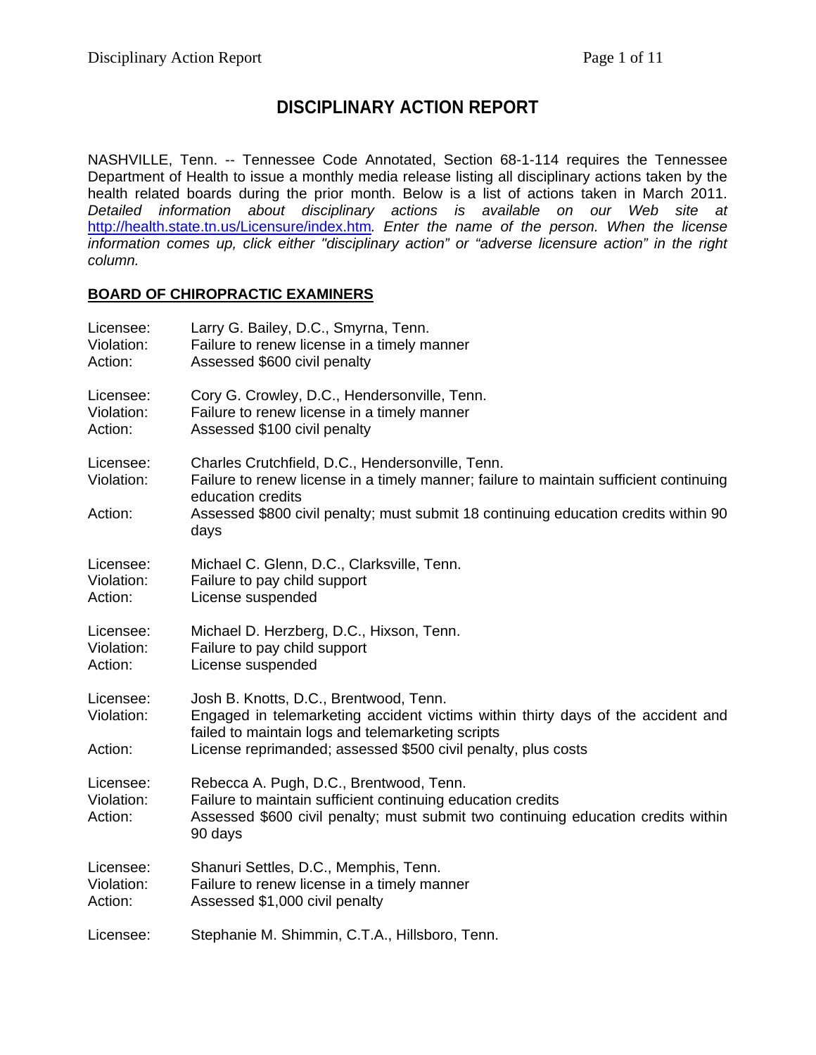# DISCIPLINARY ACTION REPORT

NASHVILLE, Tenn. -- Tennessee Code Annotated, Section 68-1-114 requires the Tennessee Department of Health to issue a monthly media release listing all disciplinary actions taken by the health related boards during the prior month. Below is a list of actions taken in March 2011. *Detailed information about disciplinary actions is available on our Web site at* http://health.state.tn.us/Licensure/index.htm*. Enter the name of the person. When the license information comes up, click either "disciplinary action" or "adverse licensure action" in the right column.*

## BOARD OF CHIROPRACTIC EXAMINERS

| | |
|---|---|
| Licensee: | Larry G. Bailey, D.C., Smyrna, Tenn. |
| Violation: | Failure to renew license in a timely manner |
| Action: | Assessed $600 civil penalty |

| | |
|---|---|
| Licensee: | Cory G. Crowley, D.C., Hendersonville, Tenn. |
| Violation: | Failure to renew license in a timely manner |
| Action: | Assessed $100 civil penalty |

| | |
|---|---|
| Licensee: | Charles Crutchfield, D.C., Hendersonville, Tenn. |
| Violation: | Failure to renew license in a timely manner; failure to maintain sufficient continuing education credits |
| Action: | Assessed $800 civil penalty; must submit 18 continuing education credits within 90 days |

| | |
|---|---|
| Licensee: | Michael C. Glenn, D.C., Clarksville, Tenn. |
| Violation: | Failure to pay child support |
| Action: | License suspended |

| | |
|---|---|
| Licensee: | Michael D. Herzberg, D.C., Hixson, Tenn. |
| Violation: | Failure to pay child support |
| Action: | License suspended |

| | |
|---|---|
| Licensee: | Josh B. Knotts, D.C., Brentwood, Tenn. |
| Violation: | Engaged in telemarketing accident victims within thirty days of the accident and failed to maintain logs and telemarketing scripts |
| Action: | License reprimanded; assessed $500 civil penalty, plus costs |

| | |
|---|---|
| Licensee: | Rebecca A. Pugh, D.C., Brentwood, Tenn. |
| Violation: | Failure to maintain sufficient continuing education credits |
| Action: | Assessed $600 civil penalty; must submit two continuing education credits within 90 days |

| | |
|---|---|
| Licensee: | Shanuri Settles, D.C., Memphis, Tenn. |
| Violation: | Failure to renew license in a timely manner |
| Action: | Assessed $1,000 civil penalty |

| | |
|---|---|
| Licensee: | Stephanie M. Shimmin, C.T.A., Hillsboro, Tenn. |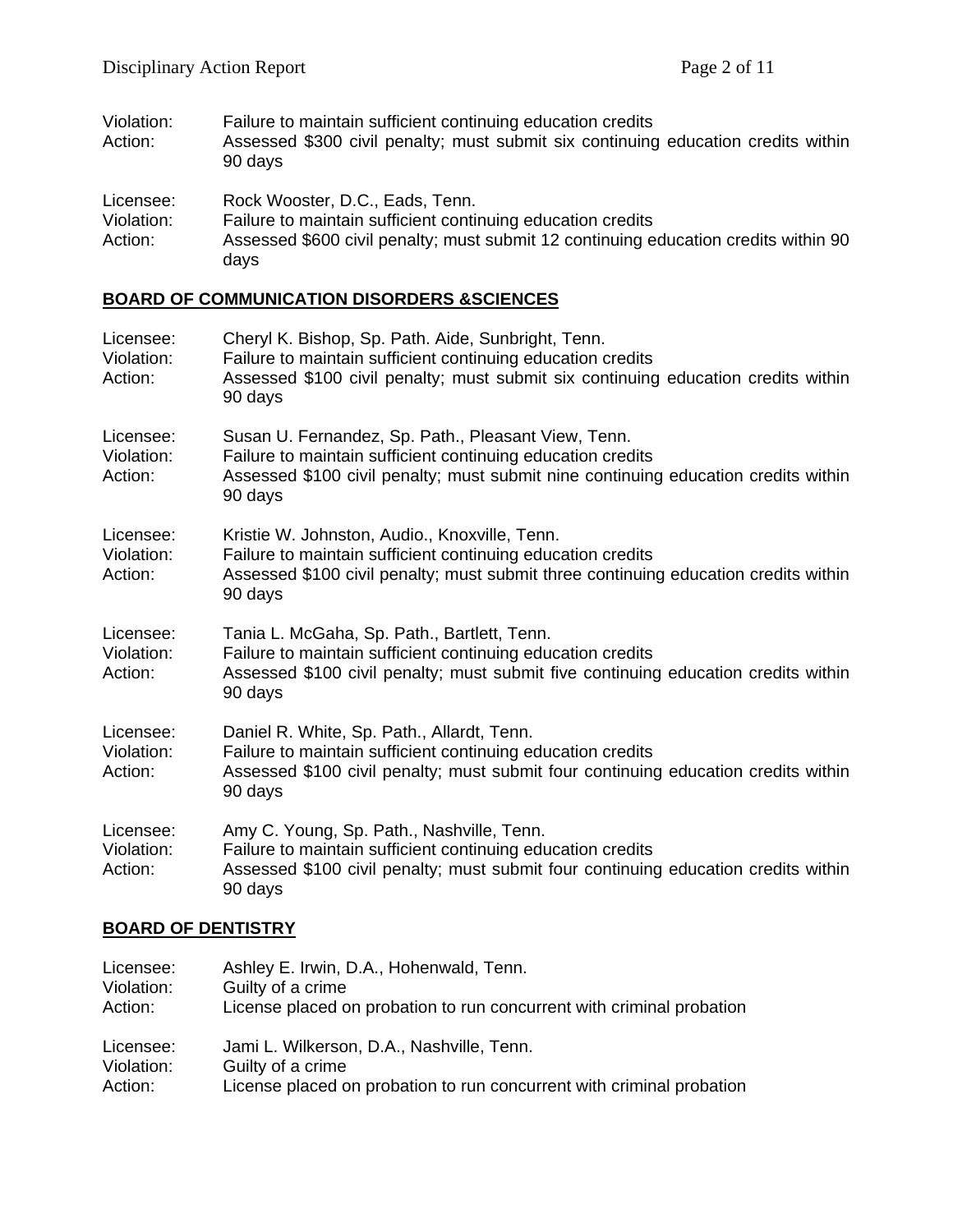Violation: Failure to maintain sufficient continuing education credits
Action: Assessed $300 civil penalty; must submit six continuing education credits within 90 days

Licensee: Rock Wooster, D.C., Eads, Tenn.
Violation: Failure to maintain sufficient continuing education credits
Action: Assessed $600 civil penalty; must submit 12 continuing education credits within 90 days

## BOARD OF COMMUNICATION DISORDERS &SCIENCES

Licensee: Cheryl K. Bishop, Sp. Path. Aide, Sunbright, Tenn.
Violation: Failure to maintain sufficient continuing education credits
Action: Assessed $100 civil penalty; must submit six continuing education credits within 90 days

Licensee: Susan U. Fernandez, Sp. Path., Pleasant View, Tenn.
Violation: Failure to maintain sufficient continuing education credits
Action: Assessed $100 civil penalty; must submit nine continuing education credits within 90 days

Licensee: Kristie W. Johnston, Audio., Knoxville, Tenn.
Violation: Failure to maintain sufficient continuing education credits
Action: Assessed $100 civil penalty; must submit three continuing education credits within 90 days

Licensee: Tania L. McGaha, Sp. Path., Bartlett, Tenn.
Violation: Failure to maintain sufficient continuing education credits
Action: Assessed $100 civil penalty; must submit five continuing education credits within 90 days

Licensee: Daniel R. White, Sp. Path., Allardt, Tenn.
Violation: Failure to maintain sufficient continuing education credits
Action: Assessed $100 civil penalty; must submit four continuing education credits within 90 days

Licensee: Amy C. Young, Sp. Path., Nashville, Tenn.
Violation: Failure to maintain sufficient continuing education credits
Action: Assessed $100 civil penalty; must submit four continuing education credits within 90 days

## BOARD OF DENTISTRY

Licensee: Ashley E. Irwin, D.A., Hohenwald, Tenn.
Violation: Guilty of a crime
Action: License placed on probation to run concurrent with criminal probation

Licensee: Jami L. Wilkerson, D.A., Nashville, Tenn.
Violation: Guilty of a crime
Action: License placed on probation to run concurrent with criminal probation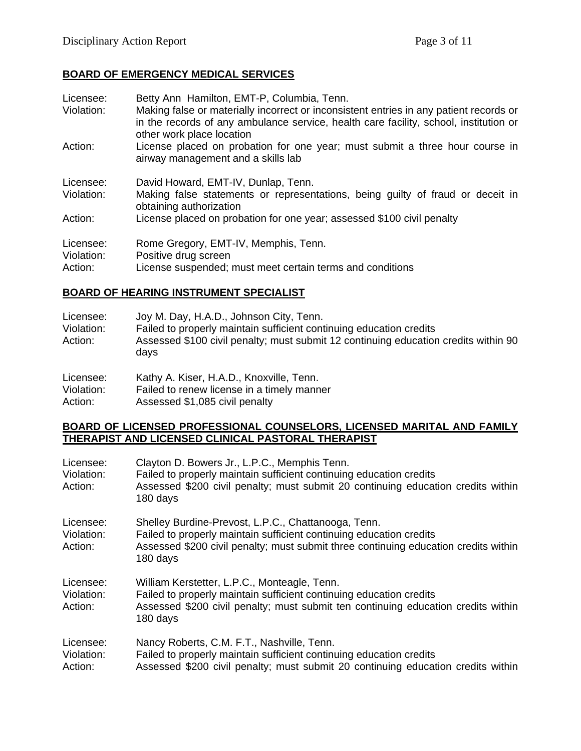## BOARD OF EMERGENCY MEDICAL SERVICES

Licensee: Betty Ann Hamilton, EMT-P, Columbia, Tenn.
Violation: Making false or materially incorrect or inconsistent entries in any patient records or in the records of any ambulance service, health care facility, school, institution or other work place location
Action: License placed on probation for one year; must submit a three hour course in airway management and a skills lab

Licensee: David Howard, EMT-IV, Dunlap, Tenn.
Violation: Making false statements or representations, being guilty of fraud or deceit in obtaining authorization
Action: License placed on probation for one year; assessed $100 civil penalty

Licensee: Rome Gregory, EMT-IV, Memphis, Tenn.
Violation: Positive drug screen
Action: License suspended; must meet certain terms and conditions

## BOARD OF HEARING INSTRUMENT SPECIALIST

Licensee: Joy M. Day, H.A.D., Johnson City, Tenn.
Violation: Failed to properly maintain sufficient continuing education credits
Action: Assessed $100 civil penalty; must submit 12 continuing education credits within 90 days

Licensee: Kathy A. Kiser, H.A.D., Knoxville, Tenn.
Violation: Failed to renew license in a timely manner
Action: Assessed $1,085 civil penalty

## BOARD OF LICENSED PROFESSIONAL COUNSELORS, LICENSED MARITAL AND FAMILY THERAPIST AND LICENSED CLINICAL PASTORAL THERAPIST

Licensee: Clayton D. Bowers Jr., L.P.C., Memphis Tenn.
Violation: Failed to properly maintain sufficient continuing education credits
Action: Assessed $200 civil penalty; must submit 20 continuing education credits within 180 days

Licensee: Shelley Burdine-Prevost, L.P.C., Chattanooga, Tenn.
Violation: Failed to properly maintain sufficient continuing education credits
Action: Assessed $200 civil penalty; must submit three continuing education credits within 180 days

Licensee: William Kerstetter, L.P.C., Monteagle, Tenn.
Violation: Failed to properly maintain sufficient continuing education credits
Action: Assessed $200 civil penalty; must submit ten continuing education credits within 180 days

Licensee: Nancy Roberts, C.M. F.T., Nashville, Tenn.
Violation: Failed to properly maintain sufficient continuing education credits
Action: Assessed $200 civil penalty; must submit 20 continuing education credits within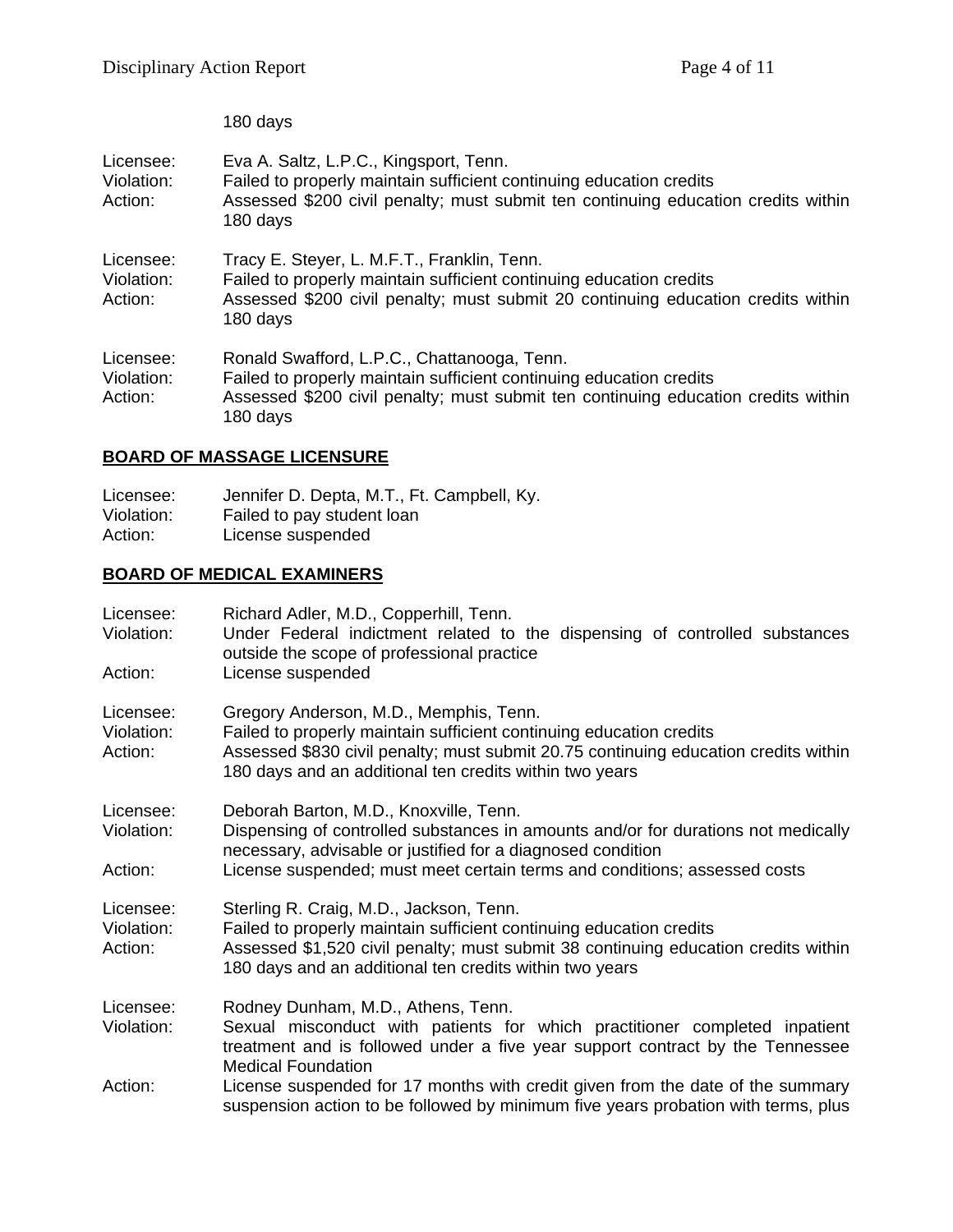180 days

Licensee: Eva A. Saltz, L.P.C., Kingsport, Tenn.
Violation: Failed to properly maintain sufficient continuing education credits
Action: Assessed $200 civil penalty; must submit ten continuing education credits within 180 days

Licensee: Tracy E. Steyer, L. M.F.T., Franklin, Tenn.
Violation: Failed to properly maintain sufficient continuing education credits
Action: Assessed $200 civil penalty; must submit 20 continuing education credits within 180 days

Licensee: Ronald Swafford, L.P.C., Chattanooga, Tenn.
Violation: Failed to properly maintain sufficient continuing education credits
Action: Assessed $200 civil penalty; must submit ten continuing education credits within 180 days

## BOARD OF MASSAGE LICENSURE

Licensee: Jennifer D. Depta, M.T., Ft. Campbell, Ky.
Violation: Failed to pay student loan
Action: License suspended

## BOARD OF MEDICAL EXAMINERS

Licensee: Richard Adler, M.D., Copperhill, Tenn.
Violation: Under Federal indictment related to the dispensing of controlled substances outside the scope of professional practice
Action: License suspended

Licensee: Gregory Anderson, M.D., Memphis, Tenn.
Violation: Failed to properly maintain sufficient continuing education credits
Action: Assessed $830 civil penalty; must submit 20.75 continuing education credits within 180 days and an additional ten credits within two years

Licensee: Deborah Barton, M.D., Knoxville, Tenn.
Violation: Dispensing of controlled substances in amounts and/or for durations not medically necessary, advisable or justified for a diagnosed condition
Action: License suspended; must meet certain terms and conditions; assessed costs

Licensee: Sterling R. Craig, M.D., Jackson, Tenn.
Violation: Failed to properly maintain sufficient continuing education credits
Action: Assessed $1,520 civil penalty; must submit 38 continuing education credits within 180 days and an additional ten credits within two years

Licensee: Rodney Dunham, M.D., Athens, Tenn.
Violation: Sexual misconduct with patients for which practitioner completed inpatient treatment and is followed under a five year support contract by the Tennessee Medical Foundation
Action: License suspended for 17 months with credit given from the date of the summary suspension action to be followed by minimum five years probation with terms, plus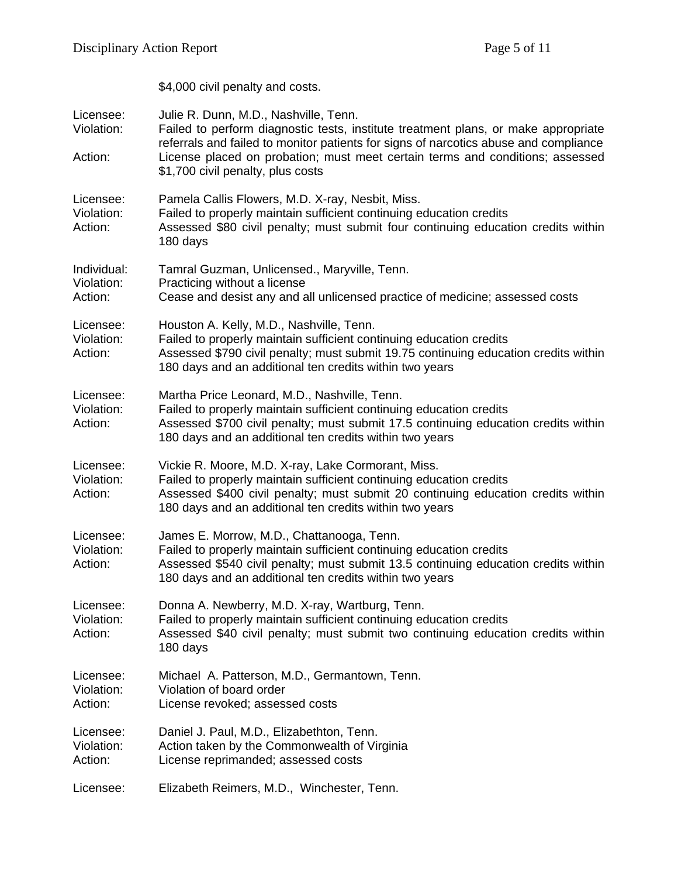$4,000 civil penalty and costs.

Licensee: Julie R. Dunn, M.D., Nashville, Tenn.
Violation: Failed to perform diagnostic tests, institute treatment plans, or make appropriate referrals and failed to monitor patients for signs of narcotics abuse and compliance
Action: License placed on probation; must meet certain terms and conditions; assessed $1,700 civil penalty, plus costs

Licensee: Pamela Callis Flowers, M.D. X-ray, Nesbit, Miss.
Violation: Failed to properly maintain sufficient continuing education credits
Action: Assessed $80 civil penalty; must submit four continuing education credits within 180 days

Individual: Tamral Guzman, Unlicensed., Maryville, Tenn.
Violation: Practicing without a license
Action: Cease and desist any and all unlicensed practice of medicine; assessed costs

Licensee: Houston A. Kelly, M.D., Nashville, Tenn.
Violation: Failed to properly maintain sufficient continuing education credits
Action: Assessed $790 civil penalty; must submit 19.75 continuing education credits within 180 days and an additional ten credits within two years

Licensee: Martha Price Leonard, M.D., Nashville, Tenn.
Violation: Failed to properly maintain sufficient continuing education credits
Action: Assessed $700 civil penalty; must submit 17.5 continuing education credits within 180 days and an additional ten credits within two years

Licensee: Vickie R. Moore, M.D. X-ray, Lake Cormorant, Miss.
Violation: Failed to properly maintain sufficient continuing education credits
Action: Assessed $400 civil penalty; must submit 20 continuing education credits within 180 days and an additional ten credits within two years

Licensee: James E. Morrow, M.D., Chattanooga, Tenn.
Violation: Failed to properly maintain sufficient continuing education credits
Action: Assessed $540 civil penalty; must submit 13.5 continuing education credits within 180 days and an additional ten credits within two years

Licensee: Donna A. Newberry, M.D. X-ray, Wartburg, Tenn.
Violation: Failed to properly maintain sufficient continuing education credits
Action: Assessed $40 civil penalty; must submit two continuing education credits within 180 days

Licensee: Michael A. Patterson, M.D., Germantown, Tenn.
Violation: Violation of board order
Action: License revoked; assessed costs

Licensee: Daniel J. Paul, M.D., Elizabethton, Tenn.
Violation: Action taken by the Commonwealth of Virginia
Action: License reprimanded; assessed costs

Licensee: Elizabeth Reimers, M.D., Winchester, Tenn.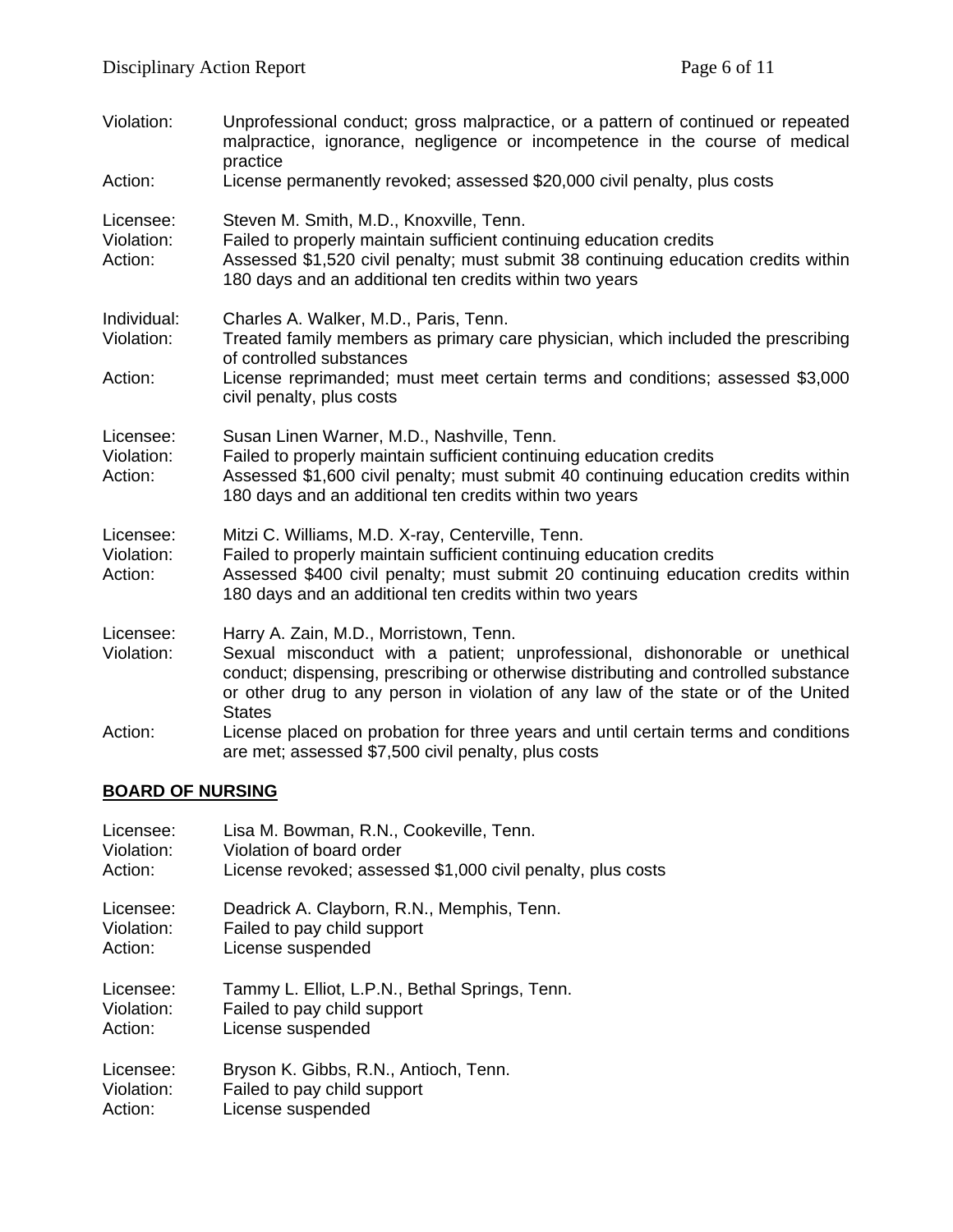Violation: Unprofessional conduct; gross malpractice, or a pattern of continued or repeated malpractice, ignorance, negligence or incompetence in the course of medical practice
Action: License permanently revoked; assessed $20,000 civil penalty, plus costs

Licensee: Steven M. Smith, M.D., Knoxville, Tenn.
Violation: Failed to properly maintain sufficient continuing education credits
Action: Assessed $1,520 civil penalty; must submit 38 continuing education credits within 180 days and an additional ten credits within two years

Individual: Charles A. Walker, M.D., Paris, Tenn.
Violation: Treated family members as primary care physician, which included the prescribing of controlled substances
Action: License reprimanded; must meet certain terms and conditions; assessed $3,000 civil penalty, plus costs

Licensee: Susan Linen Warner, M.D., Nashville, Tenn.
Violation: Failed to properly maintain sufficient continuing education credits
Action: Assessed $1,600 civil penalty; must submit 40 continuing education credits within 180 days and an additional ten credits within two years

Licensee: Mitzi C. Williams, M.D. X-ray, Centerville, Tenn.
Violation: Failed to properly maintain sufficient continuing education credits
Action: Assessed $400 civil penalty; must submit 20 continuing education credits within 180 days and an additional ten credits within two years

Licensee: Harry A. Zain, M.D., Morristown, Tenn.
Violation: Sexual misconduct with a patient; unprofessional, dishonorable or unethical conduct; dispensing, prescribing or otherwise distributing and controlled substance or other drug to any person in violation of any law of the state or of the United States
Action: License placed on probation for three years and until certain terms and conditions are met; assessed $7,500 civil penalty, plus costs

## BOARD OF NURSING

Licensee: Lisa M. Bowman, R.N., Cookeville, Tenn.
Violation: Violation of board order
Action: License revoked; assessed $1,000 civil penalty, plus costs

Licensee: Deadrick A. Clayborn, R.N., Memphis, Tenn.
Violation: Failed to pay child support
Action: License suspended

Licensee: Tammy L. Elliot, L.P.N., Bethal Springs, Tenn.
Violation: Failed to pay child support
Action: License suspended

Licensee: Bryson K. Gibbs, R.N., Antioch, Tenn.
Violation: Failed to pay child support
Action: License suspended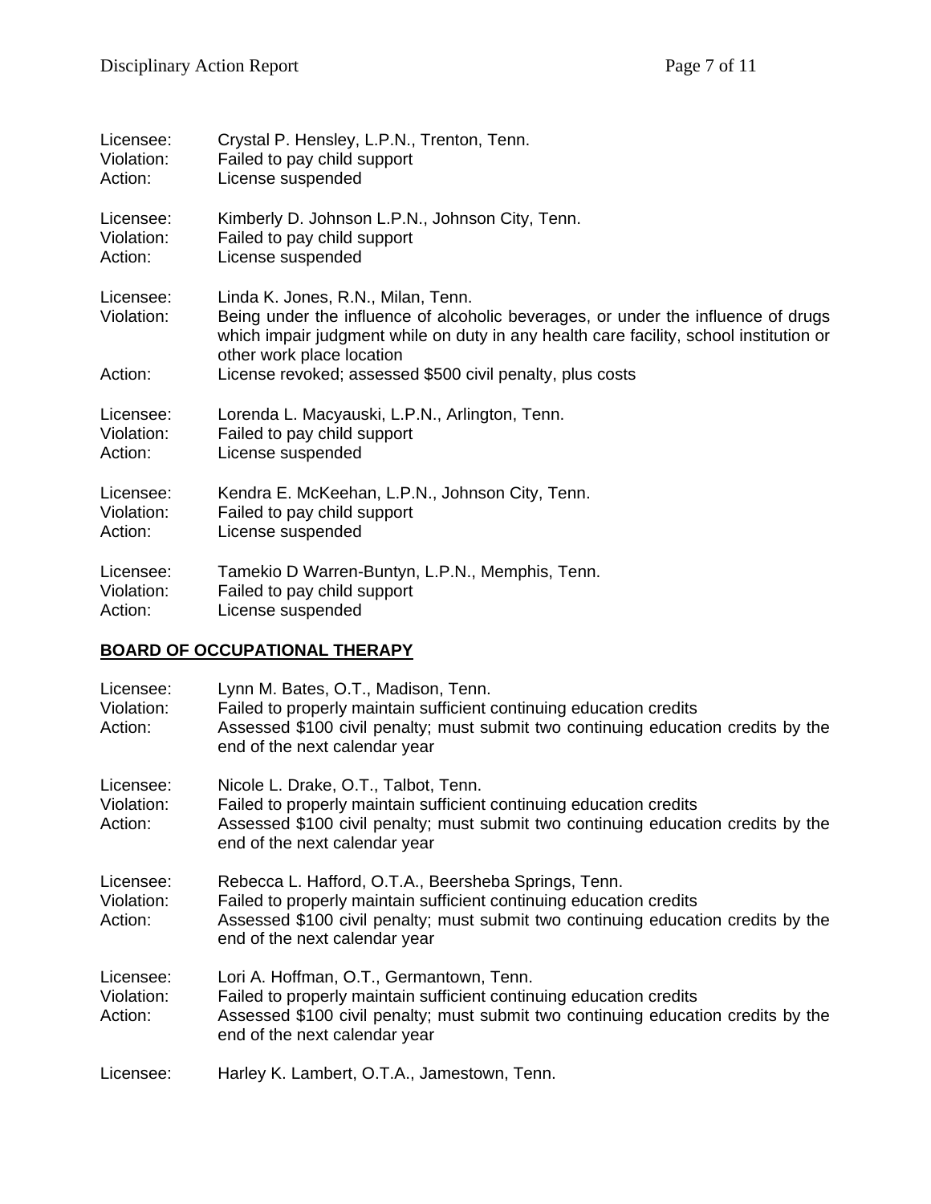Licensee: Crystal P. Hensley, L.P.N., Trenton, Tenn.
Violation: Failed to pay child support
Action: License suspended

Licensee: Kimberly D. Johnson L.P.N., Johnson City, Tenn.
Violation: Failed to pay child support
Action: License suspended

Licensee: Linda K. Jones, R.N., Milan, Tenn.
Violation: Being under the influence of alcoholic beverages, or under the influence of drugs which impair judgment while on duty in any health care facility, school institution or other work place location
Action: License revoked; assessed $500 civil penalty, plus costs

Licensee: Lorenda L. Macyauski, L.P.N., Arlington, Tenn.
Violation: Failed to pay child support
Action: License suspended

Licensee: Kendra E. McKeehan, L.P.N., Johnson City, Tenn.
Violation: Failed to pay child support
Action: License suspended

Licensee: Tamekio D Warren-Buntyn, L.P.N., Memphis, Tenn.
Violation: Failed to pay child support
Action: License suspended

## BOARD OF OCCUPATIONAL THERAPY

Licensee: Lynn M. Bates, O.T., Madison, Tenn.
Violation: Failed to properly maintain sufficient continuing education credits
Action: Assessed $100 civil penalty; must submit two continuing education credits by the end of the next calendar year

Licensee: Nicole L. Drake, O.T., Talbot, Tenn.
Violation: Failed to properly maintain sufficient continuing education credits
Action: Assessed $100 civil penalty; must submit two continuing education credits by the end of the next calendar year

Licensee: Rebecca L. Hafford, O.T.A., Beersheba Springs, Tenn.
Violation: Failed to properly maintain sufficient continuing education credits
Action: Assessed $100 civil penalty; must submit two continuing education credits by the end of the next calendar year

Licensee: Lori A. Hoffman, O.T., Germantown, Tenn.
Violation: Failed to properly maintain sufficient continuing education credits
Action: Assessed $100 civil penalty; must submit two continuing education credits by the end of the next calendar year

Licensee: Harley K. Lambert, O.T.A., Jamestown, Tenn.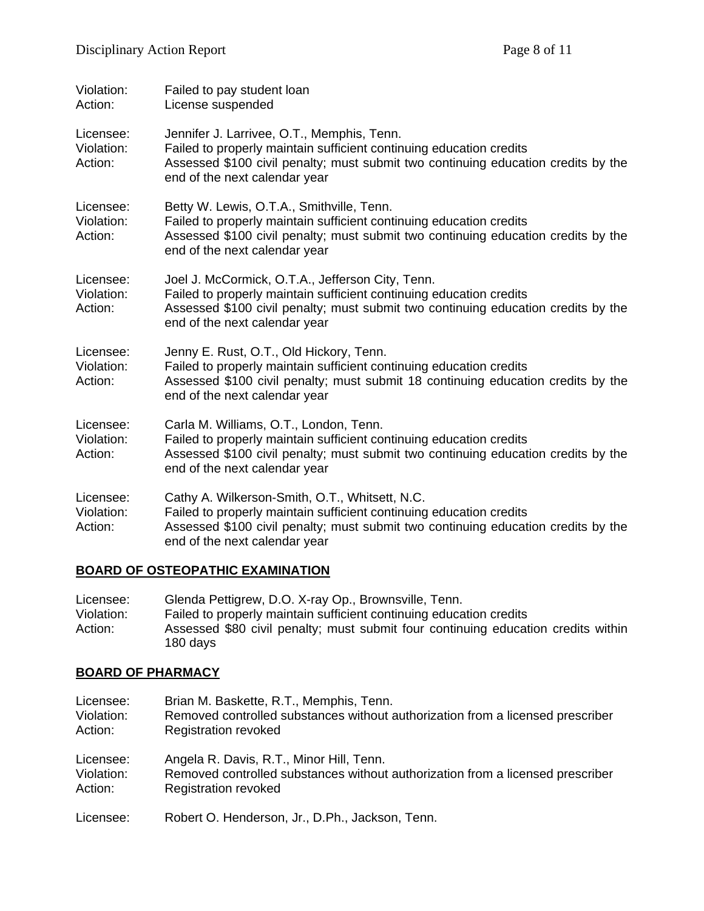Violation: Failed to pay student loan
Action: License suspended

Licensee: Jennifer J. Larrivee, O.T., Memphis, Tenn.
Violation: Failed to properly maintain sufficient continuing education credits
Action: Assessed $100 civil penalty; must submit two continuing education credits by the end of the next calendar year

Licensee: Betty W. Lewis, O.T.A., Smithville, Tenn.
Violation: Failed to properly maintain sufficient continuing education credits
Action: Assessed $100 civil penalty; must submit two continuing education credits by the end of the next calendar year

Licensee: Joel J. McCormick, O.T.A., Jefferson City, Tenn.
Violation: Failed to properly maintain sufficient continuing education credits
Action: Assessed $100 civil penalty; must submit two continuing education credits by the end of the next calendar year

Licensee: Jenny E. Rust, O.T., Old Hickory, Tenn.
Violation: Failed to properly maintain sufficient continuing education credits
Action: Assessed $100 civil penalty; must submit 18 continuing education credits by the end of the next calendar year

Licensee: Carla M. Williams, O.T., London, Tenn.
Violation: Failed to properly maintain sufficient continuing education credits
Action: Assessed $100 civil penalty; must submit two continuing education credits by the end of the next calendar year

Licensee: Cathy A. Wilkerson-Smith, O.T., Whitsett, N.C.
Violation: Failed to properly maintain sufficient continuing education credits
Action: Assessed $100 civil penalty; must submit two continuing education credits by the end of the next calendar year

## BOARD OF OSTEOPATHIC EXAMINATION

Licensee: Glenda Pettigrew, D.O. X-ray Op., Brownsville, Tenn.
Violation: Failed to properly maintain sufficient continuing education credits
Action: Assessed $80 civil penalty; must submit four continuing education credits within 180 days

## BOARD OF PHARMACY

Licensee: Brian M. Baskette, R.T., Memphis, Tenn.
Violation: Removed controlled substances without authorization from a licensed prescriber
Action: Registration revoked

Licensee: Angela R. Davis, R.T., Minor Hill, Tenn.
Violation: Removed controlled substances without authorization from a licensed prescriber
Action: Registration revoked

Licensee: Robert O. Henderson, Jr., D.Ph., Jackson, Tenn.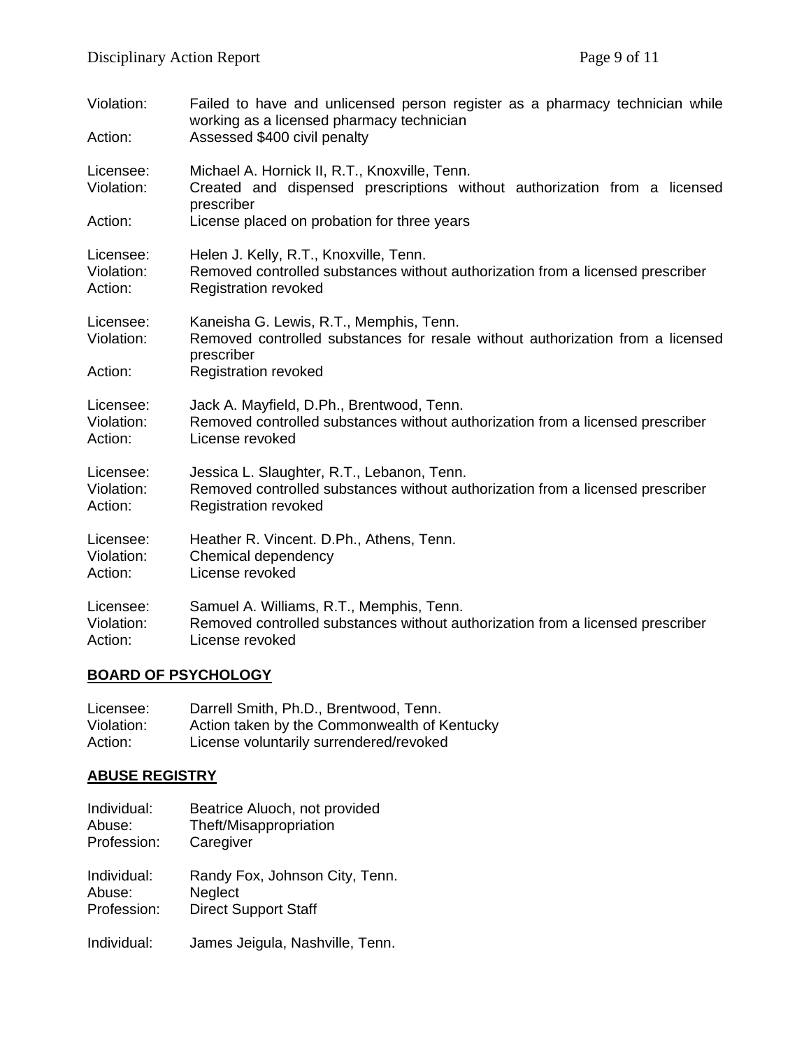Violation: Failed to have and unlicensed person register as a pharmacy technician while working as a licensed pharmacy technician
Action: Assessed $400 civil penalty

Licensee: Michael A. Hornick II, R.T., Knoxville, Tenn.
Violation: Created and dispensed prescriptions without authorization from a licensed prescriber
Action: License placed on probation for three years

Licensee: Helen J. Kelly, R.T., Knoxville, Tenn.
Violation: Removed controlled substances without authorization from a licensed prescriber
Action: Registration revoked

Licensee: Kaneisha G. Lewis, R.T., Memphis, Tenn.
Violation: Removed controlled substances for resale without authorization from a licensed prescriber
Action: Registration revoked

Licensee: Jack A. Mayfield, D.Ph., Brentwood, Tenn.
Violation: Removed controlled substances without authorization from a licensed prescriber
Action: License revoked

Licensee: Jessica L. Slaughter, R.T., Lebanon, Tenn.
Violation: Removed controlled substances without authorization from a licensed prescriber
Action: Registration revoked

Licensee: Heather R. Vincent. D.Ph., Athens, Tenn.
Violation: Chemical dependency
Action: License revoked

Licensee: Samuel A. Williams, R.T., Memphis, Tenn.
Violation: Removed controlled substances without authorization from a licensed prescriber
Action: License revoked

## BOARD OF PSYCHOLOGY

Licensee: Darrell Smith, Ph.D., Brentwood, Tenn.
Violation: Action taken by the Commonwealth of Kentucky
Action: License voluntarily surrendered/revoked

## ABUSE REGISTRY

Individual: Beatrice Aluoch, not provided
Abuse: Theft/Misappropriation
Profession: Caregiver

Individual: Randy Fox, Johnson City, Tenn.
Abuse: Neglect
Profession: Direct Support Staff

Individual: James Jeigula, Nashville, Tenn.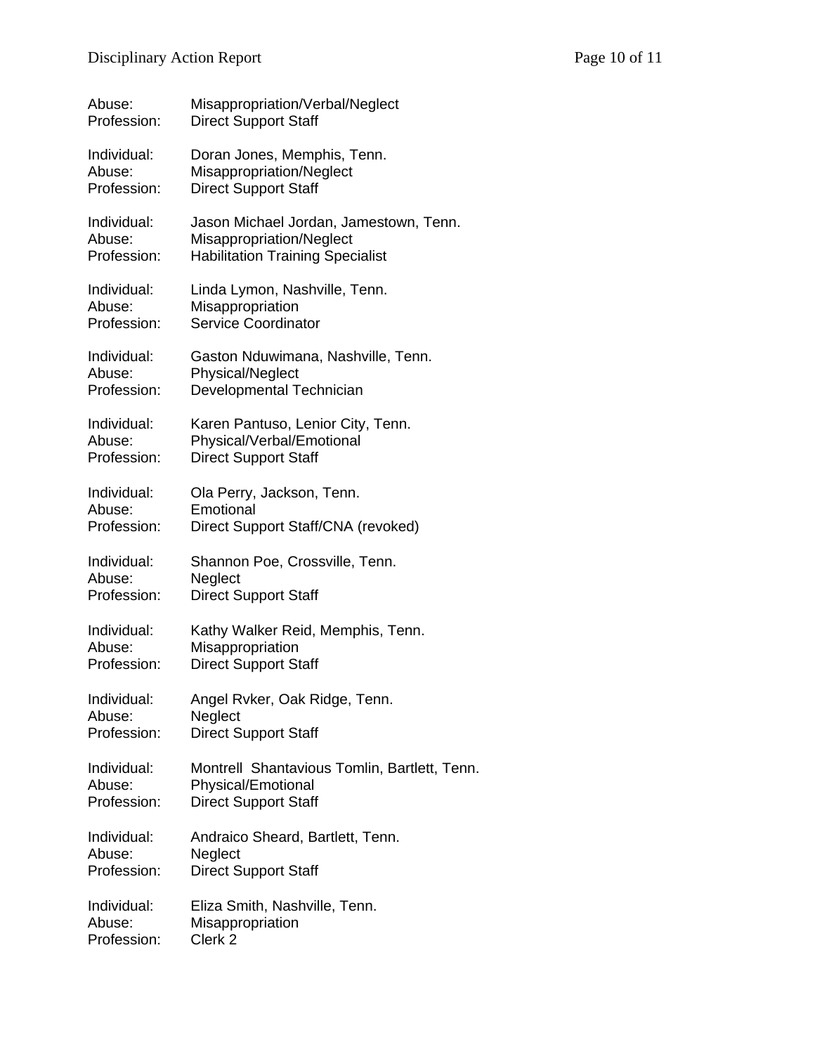Abuse: Misappropriation/Verbal/Neglect
Profession: Direct Support Staff

Individual: Doran Jones, Memphis, Tenn.
Abuse: Misappropriation/Neglect
Profession: Direct Support Staff

Individual: Jason Michael Jordan, Jamestown, Tenn.
Abuse: Misappropriation/Neglect
Profession: Habilitation Training Specialist

Individual: Linda Lymon, Nashville, Tenn.
Abuse: Misappropriation
Profession: Service Coordinator

Individual: Gaston Nduwimana, Nashville, Tenn.
Abuse: Physical/Neglect
Profession: Developmental Technician

Individual: Karen Pantuso, Lenior City, Tenn.
Abuse: Physical/Verbal/Emotional
Profession: Direct Support Staff

Individual: Ola Perry, Jackson, Tenn.
Abuse: Emotional
Profession: Direct Support Staff/CNA (revoked)

Individual: Shannon Poe, Crossville, Tenn.
Abuse: Neglect
Profession: Direct Support Staff

Individual: Kathy Walker Reid, Memphis, Tenn.
Abuse: Misappropriation
Profession: Direct Support Staff

Individual: Angel Rvker, Oak Ridge, Tenn.
Abuse: Neglect
Profession: Direct Support Staff

Individual: Montrell Shantavious Tomlin, Bartlett, Tenn.
Abuse: Physical/Emotional
Profession: Direct Support Staff

Individual: Andraico Sheard, Bartlett, Tenn.
Abuse: Neglect
Profession: Direct Support Staff

Individual: Eliza Smith, Nashville, Tenn.
Abuse: Misappropriation
Profession: Clerk 2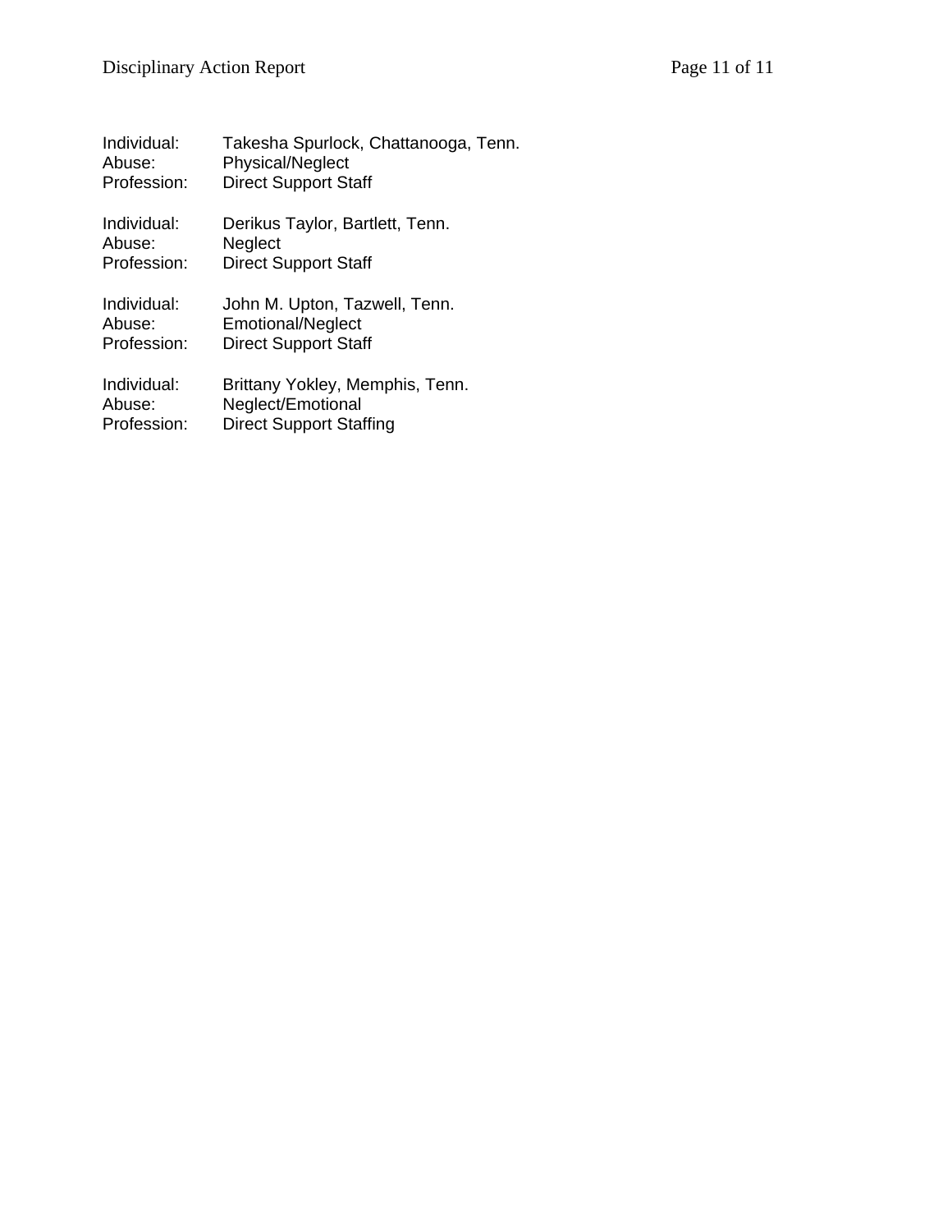Individual: Takesha Spurlock, Chattanooga, Tenn.
Abuse: Physical/Neglect
Profession: Direct Support Staff

Individual: Derikus Taylor, Bartlett, Tenn.
Abuse: Neglect
Profession: Direct Support Staff

Individual: John M. Upton, Tazwell, Tenn.
Abuse: Emotional/Neglect
Profession: Direct Support Staff

Individual: Brittany Yokley, Memphis, Tenn.
Abuse: Neglect/Emotional
Profession: Direct Support Staffing